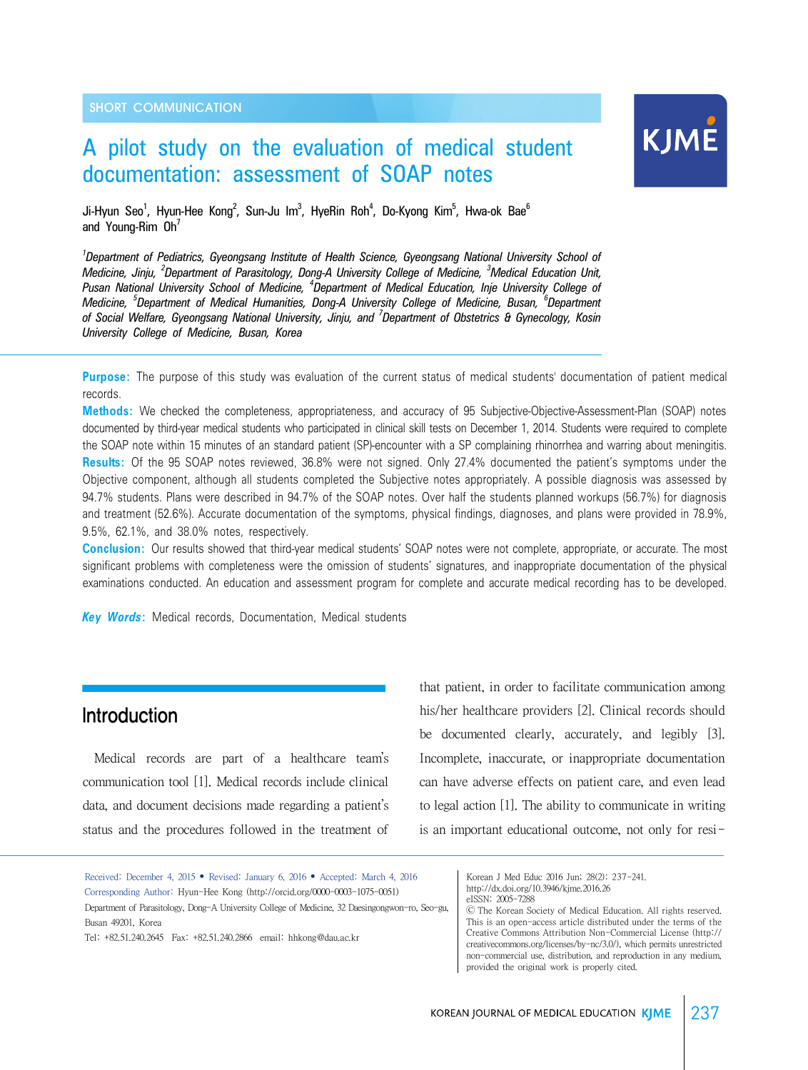SHORT COMMUNICATION

# A pilot study on the evaluation of medical student documentation: assessment of SOAP notes

Ji-Hyun Seo[1], Hyun-Hee Kong[2], Sun-Ju Im[3], HyeRin Roh[4], Do-Kyong Kim[5], Hwa-ok Bae[6] and Young-Rim Oh[7]

*[1]Department of Pediatrics, Gyeongsang Institute of Health Science, Gyeongsang National University School of Medicine, Jinju, [2]Department of Parasitology, Dong-A University College of Medicine, [3]Medical Education Unit, Pusan National University School of Medicine, [4]Department of Medical Education, Inje University College of Medicine, [5]Department of Medical Humanities, Dong-A University College of Medicine, Busan, [6]Department of Social Welfare, Gyeongsang National University, Jinju, and [7]Department of Obstetrics & Gynecology, Kosin University College of Medicine, Busan, Korea*

**Purpose:** The purpose of this study was evaluation of the current status of medical students' documentation of patient medical records.

**Methods:** We checked the completeness, appropriateness, and accuracy of 95 Subjective-Objective-Assessment-Plan (SOAP) notes documented by third-year medical students who participated in clinical skill tests on December 1, 2014. Students were required to complete the SOAP note within 15 minutes of an standard patient (SP)-encounter with a SP complaining rhinorrhea and warring about meningitis.

**Results:** Of the 95 SOAP notes reviewed, 36.8% were not signed. Only 27.4% documented the patient's symptoms under the Objective component, although all students completed the Subjective notes appropriately. A possible diagnosis was assessed by 94.7% students. Plans were described in 94.7% of the SOAP notes. Over half the students planned workups (56.7%) for diagnosis and treatment (52.6%). Accurate documentation of the symptoms, physical findings, diagnoses, and plans were provided in 78.9%, 9.5%, 62.1%, and 38.0% notes, respectively.

**Conclusion:** Our results showed that third-year medical students' SOAP notes were not complete, appropriate, or accurate. The most significant problems with completeness were the omission of students' signatures, and inappropriate documentation of the physical examinations conducted. An education and assessment program for complete and accurate medical recording has to be developed.

***Key Words*:** Medical records, Documentation, Medical students

## Introduction

Medical records are part of a healthcare team's communication tool [1]. Medical records include clinical data, and document decisions made regarding a patient's status and the procedures followed in the treatment of that patient, in order to facilitate communication among his/her healthcare providers [2]. Clinical records should be documented clearly, accurately, and legibly [3]. Incomplete, inaccurate, or inappropriate documentation can have adverse effects on patient care, and even lead to legal action [1]. The ability to communicate in writing is an important educational outcome, not only for resi-

Received: December 4, 2015 • Revised: January 6, 2016 • Accepted: March 4, 2016
Corresponding Author: Hyun-Hee Kong (http://orcid.org/0000-0003-1075-0051)
Department of Parasitology, Dong-A University College of Medicine, 32 Daesingongwon-ro, Seo-gu, Busan 49201, Korea
Tel: +82.51.240.2645 Fax: +82.51.240.2866 email: hhkong@dau.ac.kr

Korean J Med Educ 2016 Jun; 28(2): 237-241.
http://dx.doi.org/10.3946/kjme.2016.26
eISSN: 2005-7288
© The Korean Society of Medical Education. All rights reserved.
This is an open-access article distributed under the terms of the Creative Commons Attribution Non-Commercial License (http://creativecommons.org/licenses/by-nc/3.0/), which permits unrestricted non-commercial use, distribution, and reproduction in any medium, provided the original work is properly cited.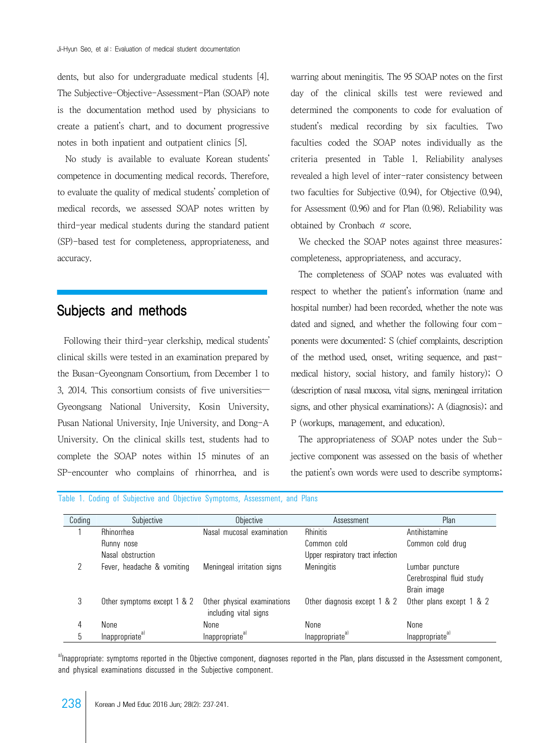dents, but also for undergraduate medical students [4]. The Subjective-Objective-Assessment-Plan (SOAP) note is the documentation method used by physicians to create a patient's chart, and to document progressive notes in both inpatient and outpatient clinics [5].

No study is available to evaluate Korean students' competence in documenting medical records. Therefore, to evaluate the quality of medical students' completion of medical records, we assessed SOAP notes written by third-year medical students during the standard patient (SP)-based test for completeness, appropriateness, and accuracy.

## Subjects and methods

Following their third-year clerkship, medical students' clinical skills were tested in an examination prepared by the Busan-Gyeongnam Consortium, from December 1 to 3, 2014. This consortium consists of five universities—Gyeongsang National University, Kosin University, Pusan National University, Inje University, and Dong-A University. On the clinical skills test, students had to complete the SOAP notes within 15 minutes of an SP-encounter who complains of rhinorrhea, and is warring about meningitis. The 95 SOAP notes on the first day of the clinical skills test were reviewed and determined the components to code for evaluation of student's medical recording by six faculties. Two faculties coded the SOAP notes individually as the criteria presented in Table 1. Reliability analyses revealed a high level of inter-rater consistency between two faculties for Subjective (0.94), for Objective (0.94), for Assessment (0.96) and for Plan (0.98). Reliability was obtained by Cronbach $\alpha$ score.

We checked the SOAP notes against three measures: completeness, appropriateness, and accuracy.

The completeness of SOAP notes was evaluated with respect to whether the patient's information (name and hospital number) had been recorded, whether the note was dated and signed, and whether the following four components were documented: S (chief complaints, description of the method used, onset, writing sequence, and past-medical history, social history, and family history); O (description of nasal mucosa, vital signs, meningeal irritation signs, and other physical examinations); A (diagnosis); and P (workups, management, and education).

The appropriateness of SOAP notes under the Subjective component was assessed on the basis of whether the patient's own words were used to describe symptoms;

Table 1. Coding of Subjective and Objective Symptoms, Assessment, and Plans

| Coding | Subjective | Objective | Assessment | Plan |
|---|---|---|---|---|
| 1 | Rhinorrhea<br>Runny nose<br>Nasal obstruction | Nasal mucosal examination | Rhinitis<br>Common cold<br>Upper respiratory tract infection | Antihistamine<br>Common cold drug |
| 2 | Fever, headache & vomiting | Meningeal irritation signs | Meningitis | Lumbar puncture<br>Cerebrospinal fluid study<br>Brain image |
| 3 | Other symptoms except 1 & 2 | Other physical examinations including vital signs | Other diagnosis except 1 & 2 | Other plans except 1 & 2 |
| 4 | None | None | None | None |
| 5 | Inappropriate[a] | Inappropriate[a] | Inappropriate[a] | Inappropriate[a] |

[a]Inappropriate: symptoms reported in the Objective component, diagnoses reported in the Plan, plans discussed in the Assessment component, and physical examinations discussed in the Subjective component.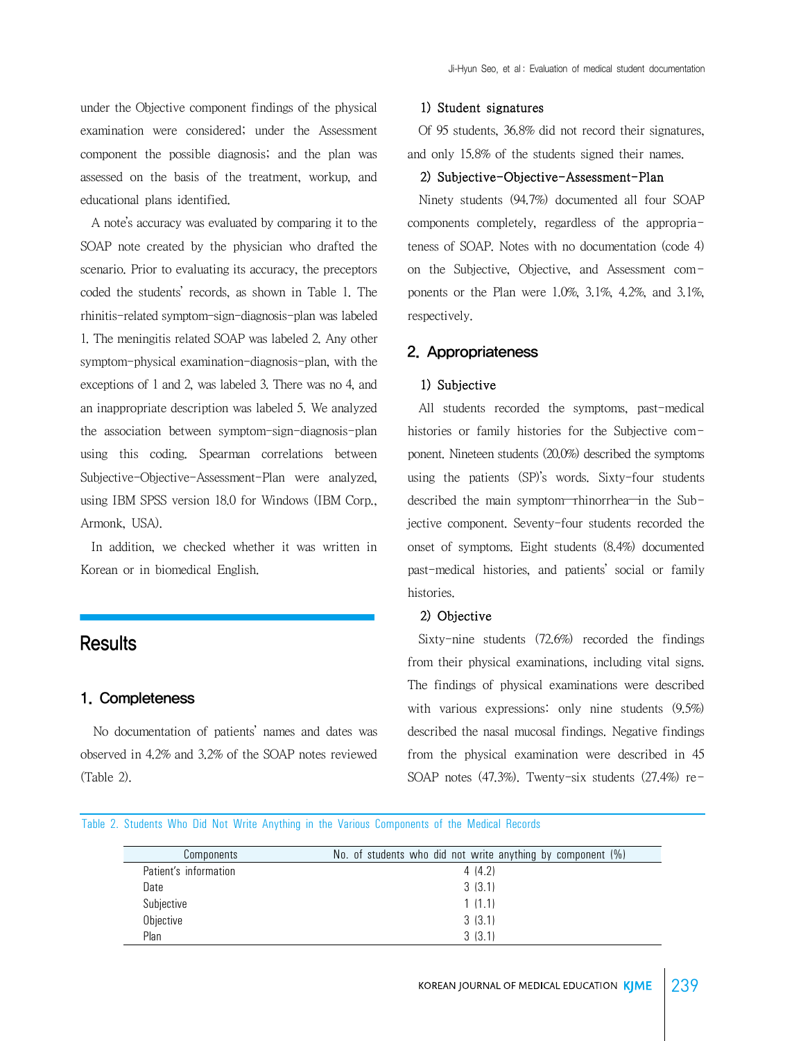under the Objective component findings of the physical examination were considered; under the Assessment component the possible diagnosis; and the plan was assessed on the basis of the treatment, workup, and educational plans identified.

A note's accuracy was evaluated by comparing it to the SOAP note created by the physician who drafted the scenario. Prior to evaluating its accuracy, the preceptors coded the students' records, as shown in Table 1. The rhinitis-related symptom-sign-diagnosis-plan was labeled 1. The meningitis related SOAP was labeled 2. Any other symptom-physical examination-diagnosis-plan, with the exceptions of 1 and 2, was labeled 3. There was no 4, and an inappropriate description was labeled 5. We analyzed the association between symptom-sign-diagnosis-plan using this coding. Spearman correlations between Subjective-Objective-Assessment-Plan were analyzed, using IBM SPSS version 18.0 for Windows (IBM Corp., Armonk, USA).

In addition, we checked whether it was written in Korean or in biomedical English.

# Results

## 1. Completeness

No documentation of patients' names and dates was observed in 4.2% and 3.2% of the SOAP notes reviewed (Table 2).

### 1) Student signatures

Of 95 students, 36.8% did not record their signatures, and only 15.8% of the students signed their names.

### 2) Subjective-Objective-Assessment-Plan

Ninety students (94.7%) documented all four SOAP components completely, regardless of the appropriateness of SOAP. Notes with no documentation (code 4) on the Subjective, Objective, and Assessment components or the Plan were 1.0%, 3.1%, 4.2%, and 3.1%, respectively.

## 2. Appropriateness

### 1) Subjective

All students recorded the symptoms, past-medical histories or family histories for the Subjective component. Nineteen students (20.0%) described the symptoms using the patients (SP)'s words. Sixty-four students described the main symptom—rhinorrhea—in the Subjective component. Seventy-four students recorded the onset of symptoms. Eight students (8.4%) documented past-medical histories, and patients' social or family histories.

### 2) Objective

Sixty-nine students (72.6%) recorded the findings from their physical examinations, including vital signs. The findings of physical examinations were described with various expressions: only nine students (9.5%) described the nasal mucosal findings. Negative findings from the physical examination were described in 45 SOAP notes (47.3%). Twenty-six students (27.4%) re-

Table 2. Students Who Did Not Write Anything in the Various Components of the Medical Records

| Components | No. of students who did not write anything by component (%) |
|---|---|
| Patient's information | 4 (4.2) |
| Date | 3 (3.1) |
| Subjective | 1 (1.1) |
| Objective | 3 (3.1) |
| Plan | 3 (3.1) |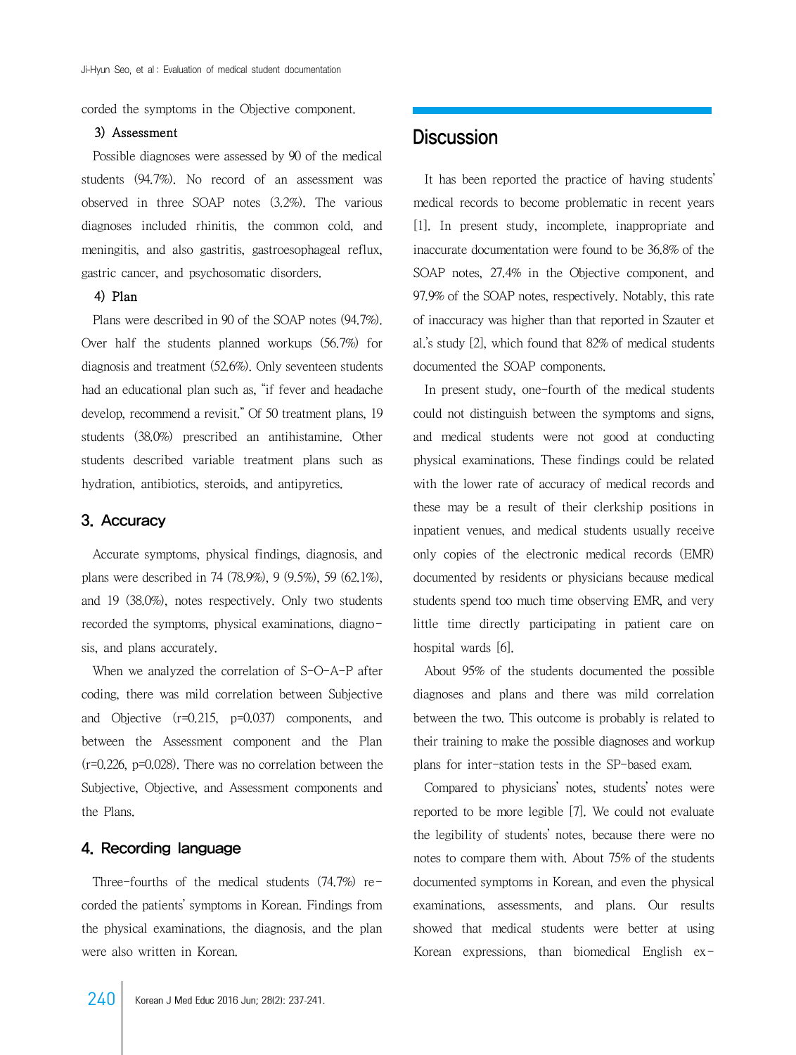corded the symptoms in the Objective component.

#### 3) Assessment

Possible diagnoses were assessed by 90 of the medical students (94.7%). No record of an assessment was observed in three SOAP notes (3.2%). The various diagnoses included rhinitis, the common cold, and meningitis, and also gastritis, gastroesophageal reflux, gastric cancer, and psychosomatic disorders.

#### 4) Plan

Plans were described in 90 of the SOAP notes (94.7%). Over half the students planned workups (56.7%) for diagnosis and treatment (52.6%). Only seventeen students had an educational plan such as, "if fever and headache develop, recommend a revisit." Of 50 treatment plans, 19 students (38.0%) prescribed an antihistamine. Other students described variable treatment plans such as hydration, antibiotics, steroids, and antipyretics.

### 3. Accuracy

Accurate symptoms, physical findings, diagnosis, and plans were described in 74 (78.9%), 9 (9.5%), 59 (62.1%), and 19 (38.0%), notes respectively. Only two students recorded the symptoms, physical examinations, diagnosis, and plans accurately.

When we analyzed the correlation of S-O-A-P after coding, there was mild correlation between Subjective and Objective ($r=0.215$, $p=0.037$) components, and between the Assessment component and the Plan ($r=0.226$, $p=0.028$). There was no correlation between the Subjective, Objective, and Assessment components and the Plans.

### 4. Recording language

Three-fourths of the medical students (74.7%) recorded the patients' symptoms in Korean. Findings from the physical examinations, the diagnosis, and the plan were also written in Korean.

## Discussion

It has been reported the practice of having students' medical records to become problematic in recent years [1]. In present study, incomplete, inappropriate and inaccurate documentation were found to be 36.8% of the SOAP notes, 27.4% in the Objective component, and 97.9% of the SOAP notes, respectively. Notably, this rate of inaccuracy was higher than that reported in Szauter et al.'s study [2], which found that 82% of medical students documented the SOAP components.

In present study, one-fourth of the medical students could not distinguish between the symptoms and signs, and medical students were not good at conducting physical examinations. These findings could be related with the lower rate of accuracy of medical records and these may be a result of their clerkship positions in inpatient venues, and medical students usually receive only copies of the electronic medical records (EMR) documented by residents or physicians because medical students spend too much time observing EMR, and very little time directly participating in patient care on hospital wards [6].

About 95% of the students documented the possible diagnoses and plans and there was mild correlation between the two. This outcome is probably is related to their training to make the possible diagnoses and workup plans for inter-station tests in the SP-based exam.

Compared to physicians' notes, students' notes were reported to be more legible [7]. We could not evaluate the legibility of students' notes, because there were no notes to compare them with. About 75% of the students documented symptoms in Korean, and even the physical examinations, assessments, and plans. Our results showed that medical students were better at using Korean expressions, than biomedical English ex-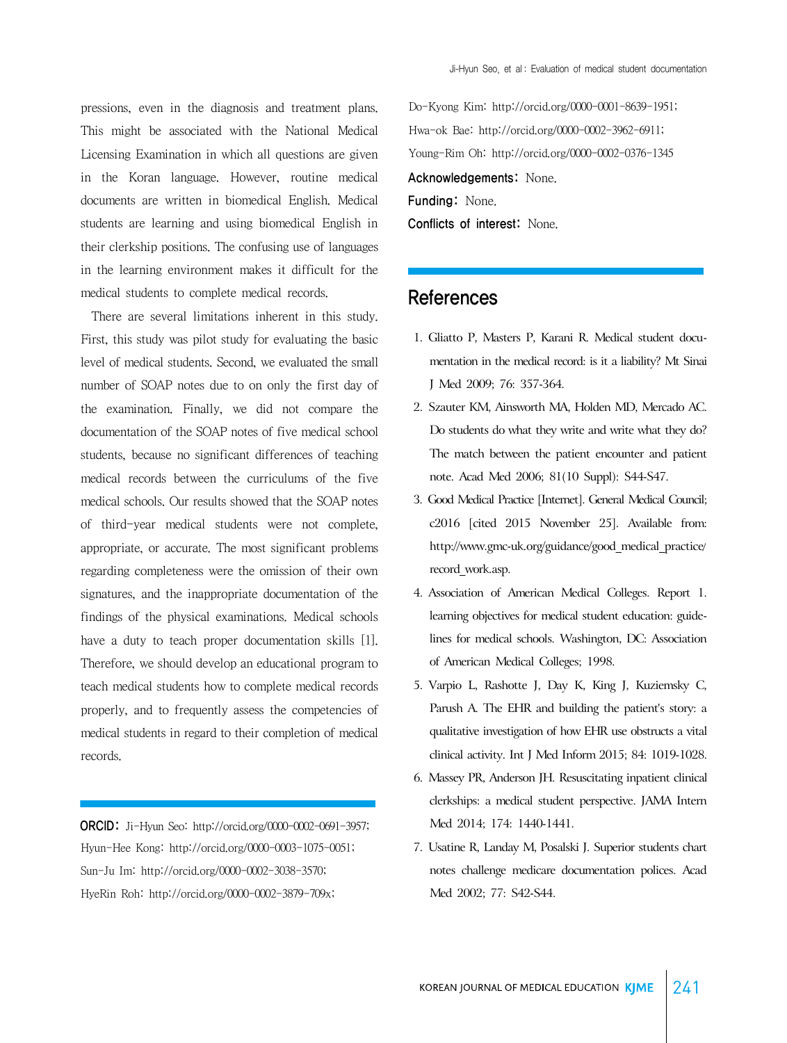pressions, even in the diagnosis and treatment plans. This might be associated with the National Medical Licensing Examination in which all questions are given in the Koran language. However, routine medical documents are written in biomedical English. Medical students are learning and using biomedical English in their clerkship positions. The confusing use of languages in the learning environment makes it difficult for the medical students to complete medical records.

There are several limitations inherent in this study. First, this study was pilot study for evaluating the basic level of medical students. Second, we evaluated the small number of SOAP notes due to on only the first day of the examination. Finally, we did not compare the documentation of the SOAP notes of five medical school students, because no significant differences of teaching medical records between the curriculums of the five medical schools. Our results showed that the SOAP notes of third-year medical students were not complete, appropriate, or accurate. The most significant problems regarding completeness were the omission of their own signatures, and the inappropriate documentation of the findings of the physical examinations. Medical schools have a duty to teach proper documentation skills [1]. Therefore, we should develop an educational program to teach medical students how to complete medical records properly, and to frequently assess the competencies of medical students in regard to their completion of medical records.

**ORCID:** Ji-Hyun Seo: http://orcid.org/0000-0002-0691-3957; Hyun-Hee Kong: http://orcid.org/0000-0003-1075-0051; Sun-Ju Im: http://orcid.org/0000-0002-3038-3570; HyeRin Roh: http://orcid.org/0000-0002-3879-709x; Do-Kyong Kim: http://orcid.org/0000-0001-8639-1951; Hwa-ok Bae: http://orcid.org/0000-0002-3962-6911; Young-Rim Oh: http://orcid.org/0000-0002-0376-1345

**Acknowledgements:** None.

**Funding:** None.

**Conflicts of interest:** None.

## References

1. Gliatto P, Masters P, Karani R. Medical student documentation in the medical record: is it a liability? Mt Sinai J Med 2009; 76: 357-364.
2. Szauter KM, Ainsworth MA, Holden MD, Mercado AC. Do students do what they write and write what they do? The match between the patient encounter and patient note. Acad Med 2006; 81(10 Suppl): S44-S47.
3. Good Medical Practice [Internet]. General Medical Council; c2016 [cited 2015 November 25]. Available from: http://www.gmc-uk.org/guidance/good_medical_practice/record_work.asp.
4. Association of American Medical Colleges. Report 1. learning objectives for medical student education: guidelines for medical schools. Washington, DC: Association of American Medical Colleges; 1998.
5. Varpio L, Rashotte J, Day K, King J, Kuziemsky C, Parush A. The EHR and building the patient's story: a qualitative investigation of how EHR use obstructs a vital clinical activity. Int J Med Inform 2015; 84: 1019-1028.
6. Massey PR, Anderson JH. Resuscitating inpatient clinical clerkships: a medical student perspective. JAMA Intern Med 2014; 174: 1440-1441.
7. Usatine R, Landay M, Posalski J. Superior students chart notes challenge medicare documentation polices. Acad Med 2002; 77: S42-S44.